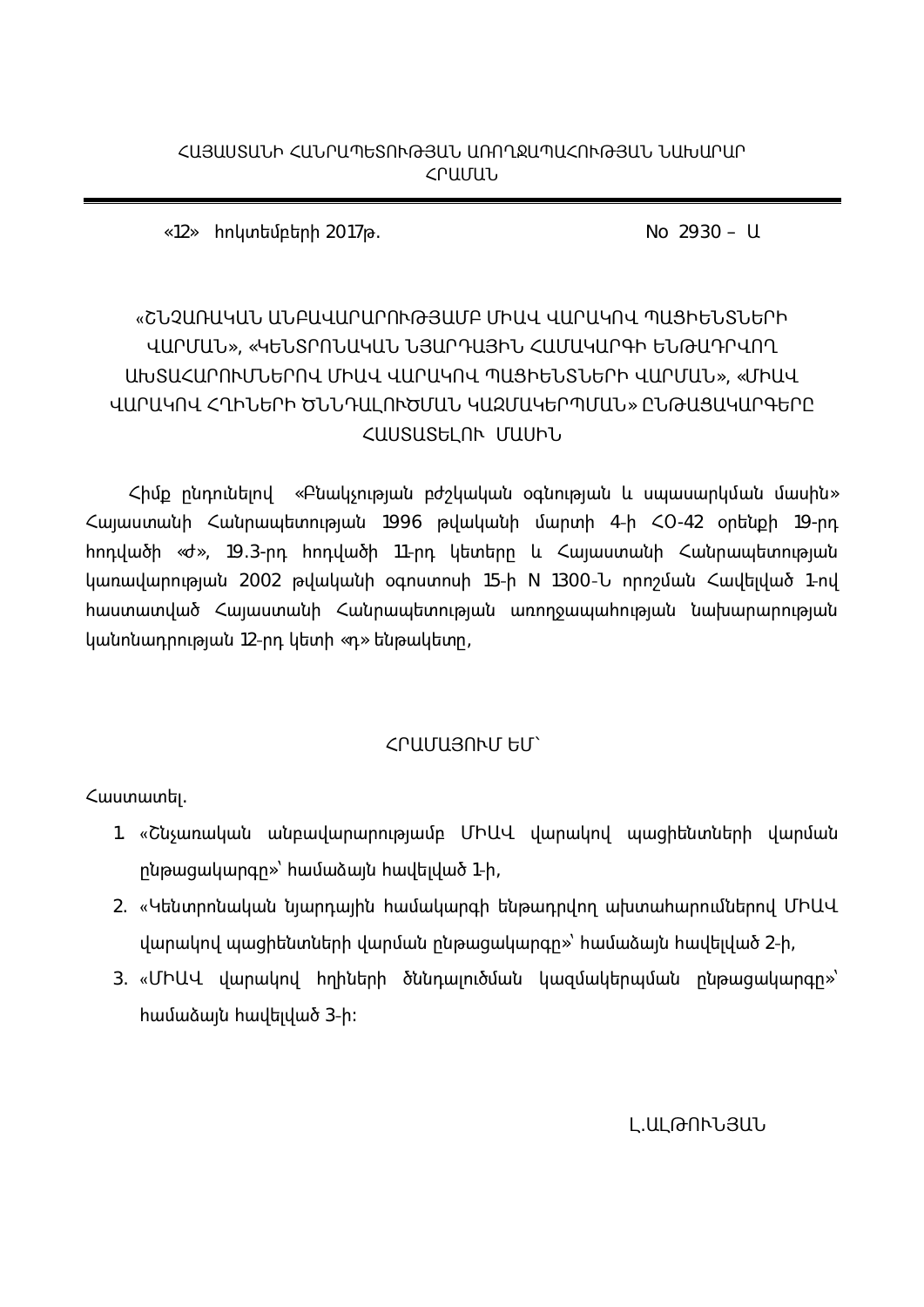ՀԱՅԱՍՏԱՆԻ ՀԱՆՐԱՊԵՏՈՒԹՅԱՆ ԱՌՈՂՋԱՊԱՀՈՒԹՅԱՆ ՆԱԽԱՐԱՐ
ՀՐԱՄԱՆ

«12» հոկտեմբերի 2017թ. No 2930 – Ա

# «ՇՆՉԱՌԱԿԱՆ ԱՆԲԱՎԱՐԱՐՈՒԹՅԱՄԲ ՄԻԱՎ ՎԱՐԱԿՈՎ ՊԱՑԻԵՆՏՆԵՐԻ ՎԱՐՄԱՆ», «ԿԵՆՏՐՈՆԱԿԱՆ ՆՅԱՐԴԱՅԻՆ ՀԱՄԱԿԱՐԳԻ ԵՆԹԱԴՐՎՈՂ ԱԽՏԱՀԱՐՈՒՄՆԵՐՈՎ ՄԻԱՎ ՎԱՐԱԿՈՎ ՊԱՑԻԵՆՏՆԵՐԻ ՎԱՐՄԱՆ», «ՄԻԱՎ ՎԱՐԱԿՈՎ ՀՂԻՆԵՐԻ ԾՆՆԴԱԼՈՒԾՄԱՆ ԿԱԶՄԱԿԵՐՊՄԱՆ» ԸՆԹԱՑԱԿԱՐԳԵՐԸ ՀԱՍՏԱՏԵԼՈՒ ՄԱՍԻՆ

Հիմք ընդունելով «Բնակչության բժշկական օգնության և սպասարկման մասին» Հայաստանի Հանրապետության 1996 թվականի մարտի 4-ի ՀՕ-42 օրենքի 19-րդ հոդվածի «ժ», 19.3-րդ հոդվածի 11-րդ կետերը և Հայաստանի Հանրապետության կառավարության 2002 թվականի օգոստոսի 15-ի N 1300-Ն որոշման Հավելված 1-ով հաստատված Հայաստանի Հանրապետության առողջապահության նախարարության կանոնադրության 12-րդ կետի «դ» ենթակետը,

ՀՐԱՄԱՅՈՒՄ ԵՄ՝

Հաստատել.

1. «Շնչառական անբավարարությամբ ՄԻԱՎ վարակով պացիենտների վարման ընթացակարգը»՝ համաձայն հավելված 1-ի,
2. «Կենտրոնական նյարդային համակարգի ենթադրվող ախտահարումներով ՄԻԱՎ վարակով պացիենտների վարման ընթացակարգը»՝ համաձայն հավելված 2-ի,
3. «ՄԻԱՎ վարակով հղիների ծննդալուծման կազմակերպման ընթացակարգը»՝ համաձայն հավելված 3-ի:

Լ.ԱԼԹՈՒՆՅԱՆ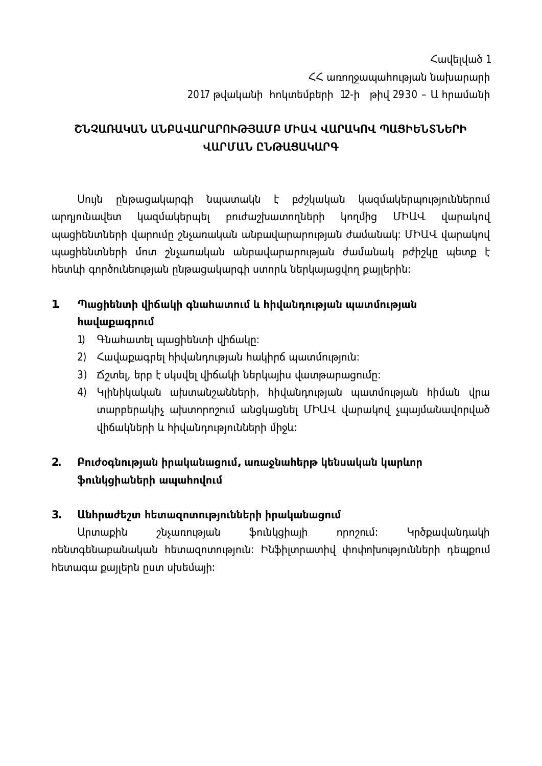Հավելված 1
ՀՀ առողջապահության նախարարի
2017 թվականի հոկտեմբերի 12-ի թիվ 2930 – Ա հրամանի

# ՇՆՉԱՌԱԿԱՆ ԱՆԲԱՎԱՐԱՐՈՒԹՅԱՄԲ ՄԻԱՎ ՎԱՐԱԿՈՎ ՊԱՑԻԵՆՏՆԵՐԻ ՎԱՐՄԱՆ ԸՆԹԱՑԱԿԱՐԳ

Սույն ընթացակարգի նպատակն է բժշկական կազմակերպություններում արդյունավետ կազմակերպել բուժաշխատողների կողմից ՄԻԱՎ վարակով պացիենտների վարումը շնչառական անբավարարության ժամանակ: ՄԻԱՎ վարակով պացիենտների մոտ շնչառական անբավարարության ժամանակ բժիշկը պետք է հետևի գործունեության ընթացակարգի ստորև ներկայացվող քայլերին:

## 1. Պացիենտի վիճակի գնահատում և հիվանդության պատմության հավաքագրում

1) Գնահատել պացիենտի վիճակը:
2) Հավաքագրել հիվանդության հակիրճ պատմություն:
3) Ճշտել, երբ է սկսվել վիճակի ներկայիս վատթարացումը:
4) Կլինիկական ախտանշանների, հիվանդության պատմության հիման վրա տարբերակիչ ախտորոշում անցկացնել ՄԻԱՎ վարակով չպայմանավորված վիճակների և հիվանդությունների միջև:

## 2. Բուժօգնության իրականացում, առաջնահերթ կենսական կարևոր ֆունկցիաների ապահովում

## 3. Անհրաժեշտ հետազոտությունների իրականացում

Արտաքին շնչառության ֆունկցիայի որոշում: Կրծքավանդակի ռենտգենաբանական հետազոտություն: Ինֆիլտրատիվ փոփոխությունների դեպքում հետագա քայլերն ըստ սխեմայի: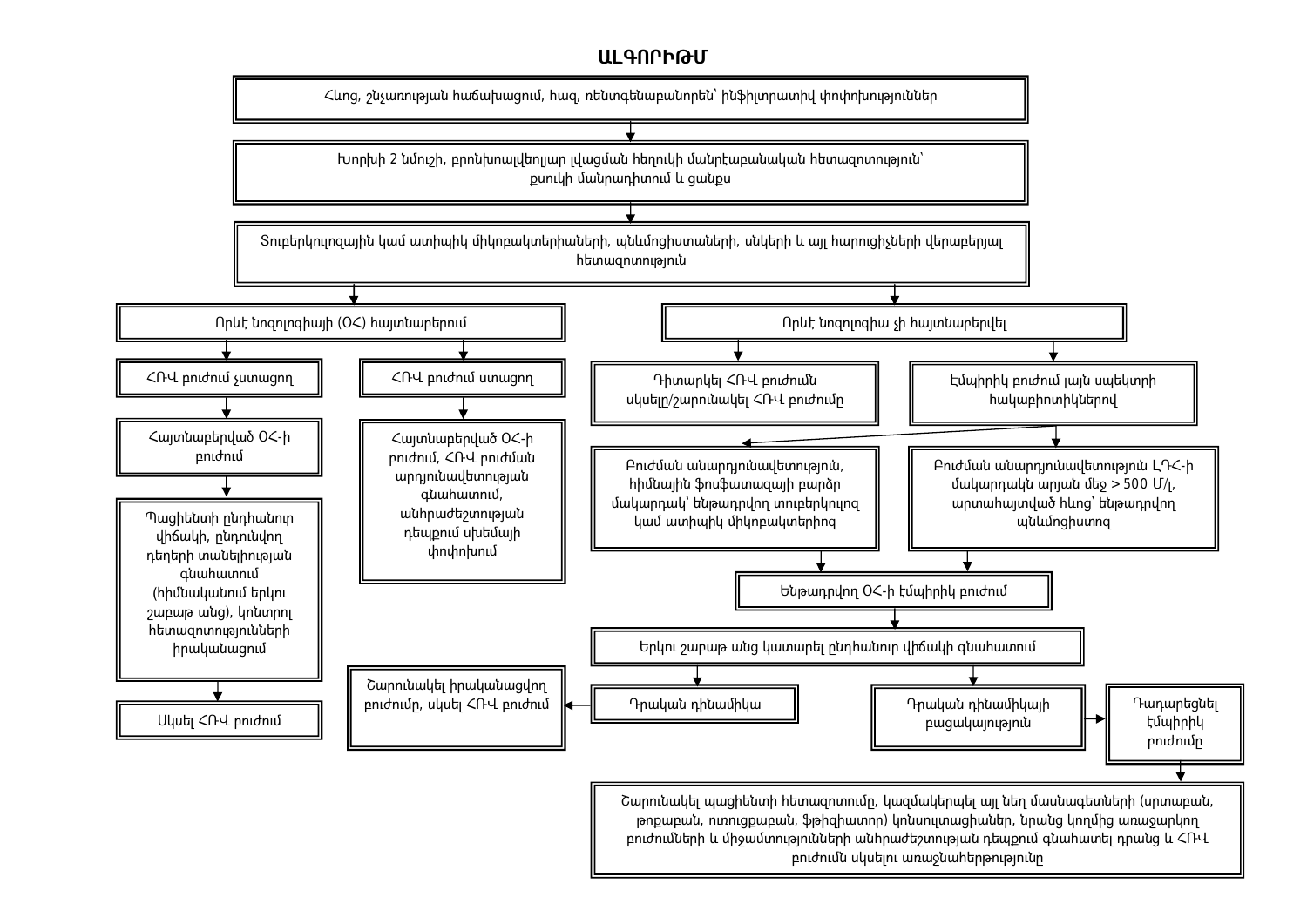# ԱԼԳՈՐԻԹՄ

Հաց, շնչառության հաճախացում, հազ, ռենտգենաբանորեն՝ ինֆիլտրատիվ փոփոխություններ

↓

Խորխի 2 նմուշի, բրոնխոալվեոլյար լվացման հեղուկի մանրէաբանական հետազոտություն՝ քսուկի մանրադիտում և ցանքս

↓

Տուբերկուլոզային կամ ատիպիկ միկոբակտերիաների, պնևմոցիստաների, սնկերի և այլ հարուցիչների վերաբերյալ հետազոտություն

↓

- **Որևէ նոզոլոգիայի (ՕՀ) հայտնաբերում**
  - **ՀՌՎ բուժում չստացող**
    - Հայտնաբերված ՕՀ-ի բուժում
    - Պացիենտի ընդհանուր վիճակի, ընդունվող դեղերի տանելիության գնահատում (հիմնականում երկու շաբաթ անց), կոնտրոլ հետազոտությունների իրականացում
    - Սկսել ՀՌՎ բուժում
  - **ՀՌՎ բուժում ստացող**
    - Հայտնաբերված ՕՀ-ի բուժում, ՀՌՎ բուժման արդյունավետության գնահատում, անհրաժեշտության դեպքում սխեմայի փոփոխում

- **Որևէ նոզոլոգիա չի հայտնաբերվել**
  - Դիտարկել ՀՌՎ բուժումն սկսելը/շարունակել ՀՌՎ բուժումը
  - Էմպիրիկ բուժում լայն սպեկտրի հակաբիոտիկներով
    - Բուժման անարդյունավետություն, հիմնային ֆոսֆատազայի բարձր մակարդակ՝ ենթադրվող տուբերկուլոզ կամ ատիպիկ միկոբակտերիոզ
    - Բուժման անարդյունավետություն ԼԴՀ-ի մակարդակն արյան մեջ > 500 Մ/լ, արտահայտված հևոց՝ ենթադրվող պնևմոցիստոզ
    - Ենթադրվող ՕՀ-ի էմպիրիկ բուժում
    - Երկու շաբաթ անց կատարել ընդհանուր վիճակի գնահատում
      - Դրական դինամիկա → Շարունակել իրականացվող բուժումը, սկսել ՀՌՎ բուժում
      - Դրական դինամիկայի բացակայություն → Դադարեցնել էմպիրիկ բուժումը → Շարունակել պացիենտի հետազոտումը, կազմակերպել այլ նեղ մասնագետների (սրտաբան, թոքաբան, ուռուցքաբան, ֆթիզիատր) կոնսուլտացիաներ, նրանց կողմից առաջարկող բուժումների և միջամտությունների անհրաժեշտության դեպքում գնահատել դրանց և ՀՌՎ բուժումն սկսելու առաջնահերթությունը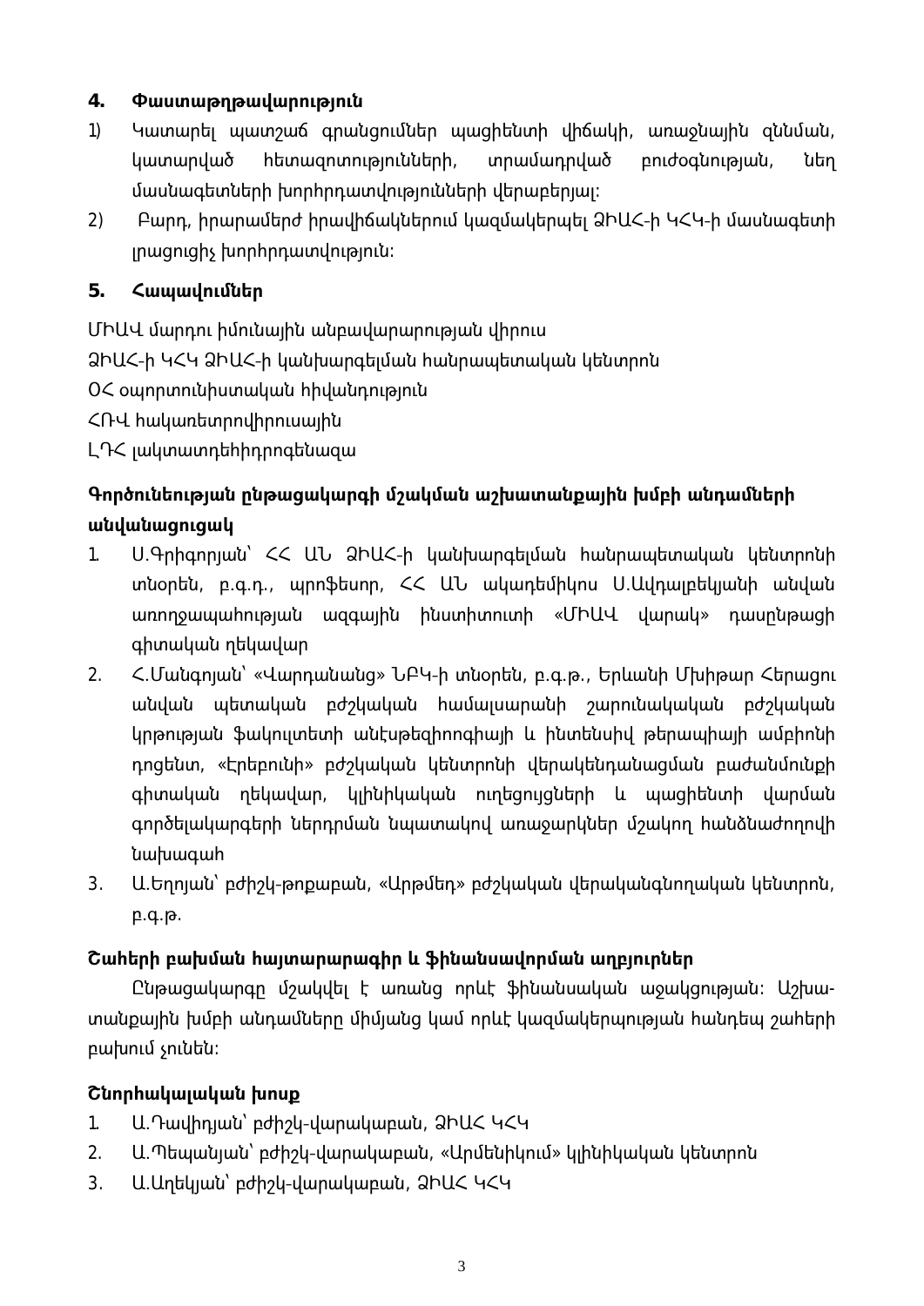## 4. Փաստաթղթավարություն

1) Կատարել պատշաճ գրանցումներ պացիենտի վիճակի, առաջնային զննման, կատարված հետազոտությունների, տրամադրված բուժօգնության, նեղ մասնագետների խորհրդատվությունների վերաբերյալ:
2) Բարդ, իրարամերժ իրավիճակներում կազմակերպել ՁԻԱՀ-ի ԿՀԿ-ի մասնագետի լրացուցիչ խորհրդատվություն:

## 5. Հապավումներ

ՄԻԱՎ մարդու իմունային անբավարարության վիրուս

ՁԻԱՀ-ի ԿՀԿ ՁԻԱՀ-ի կանխարգելման հանրապետական կենտրոն

ՕՀ օպորտունիստական հիվանդություն

ՀՌՎ հակառետրովիրուսային

ԼԴՀ լակտատդեհիդրոգենազա

### Գործունեության ընթացակարգի մշակման աշխատանքային խմբի անդամների անվանացուցակ

1. Ս.Գրիգորյան՝ ՀՀ ԱՆ ՁԻԱՀ-ի կանխարգելման հանրապետական կենտրոնի տնօրեն, բ.գ.դ., պրոֆեսոր, ՀՀ ԱՆ ակադեմիկոս Ս.Ավդալբեկյանի անվան առողջապահության ազգային ինստիտուտի «ՄԻԱՎ վարակ» դասընթացի գիտական ղեկավար
2. Հ.Մանգոյան՝ «Վարդանանց» ՆԲԿ-ի տնօրեն, բ.գ.թ., Երևանի Մխիթար Հերացու անվան պետական բժշկական համալսարանի շարունակական բժշկական կրթության ֆակուլտետի անէսթեզիոլոգիայի և ինտենսիվ թերապիայի ամբիոնի դոցենտ, «Էրեբունի» բժշկական կենտրոնի վերակենդանացման բաժանմունքի գիտական ղեկավար, կլինիկական ուղեցույցների և պացիենտի վարման գործելակարգերի ներդրման նպատակով առաջարկներ մշակող հանձնաժողովի նախագահ
3. Ա.Եղոյան՝ բժիշկ-թոքաբան, «Արթմեդ» բժշկական վերականգնողական կենտրոն, բ.գ.թ.

### Շահերի բախման հայտարարագիր և ֆինանսավորման աղբյուրներ

Ընթացակարգը մշակվել է առանց որևէ ֆինանսական աջակցության: Աշխատանքային խմբի անդամները միմյանց կամ որևէ կազմակերպության հանդեպ շահերի բախում չունեն:

### Շնորհակալական խոսք

1. Ա.Դավիդյան՝ բժիշկ-վարակաբան, ՁԻԱՀ ԿՀԿ
2. Ա.Պեպանյան՝ բժիշկ-վարակաբան, «Արմենիկում» կլինիկական կենտրոն
3. Ա.Աղեկյան՝ բժիշկ-վարակաբան, ՁԻԱՀ ԿՀԿ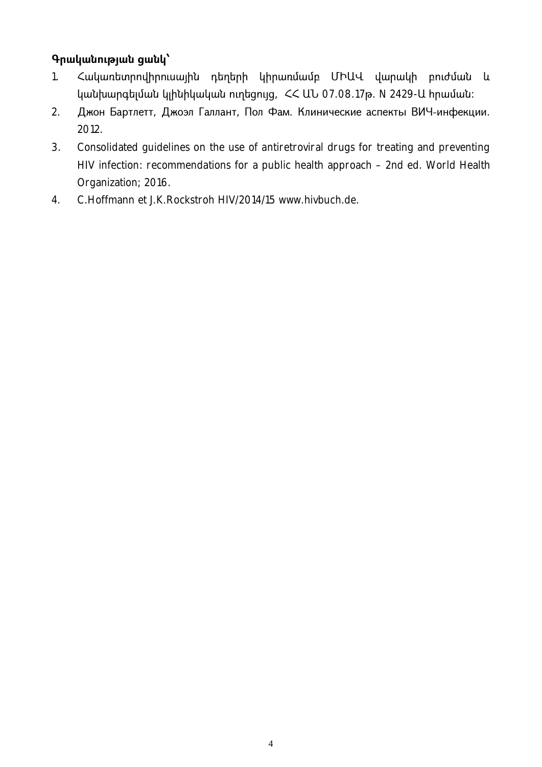**Գրականության ցանկ՝**

1. Հակառետրովիրուսային դեղերի կիրառմամբ ՄԻԱՎ վարակի բուժման և կանխարգելման կլինիկական ուղեցույց, ՀՀ ԱՆ 07.08.17թ. N 2429-Ա հրաման:
2. Джон Бартлетт, Джоэл Галлант, Пол Фам. Клинические аспекты ВИЧ-инфекции. 2012.
3. Consolidated guidelines on the use of antiretroviral drugs for treating and preventing HIV infection: recommendations for a public health approach – 2nd ed. World Health Organization; 2016.
4. C.Hoffmann et J.K.Rockstroh HIV/2014/15 www.hivbuch.de.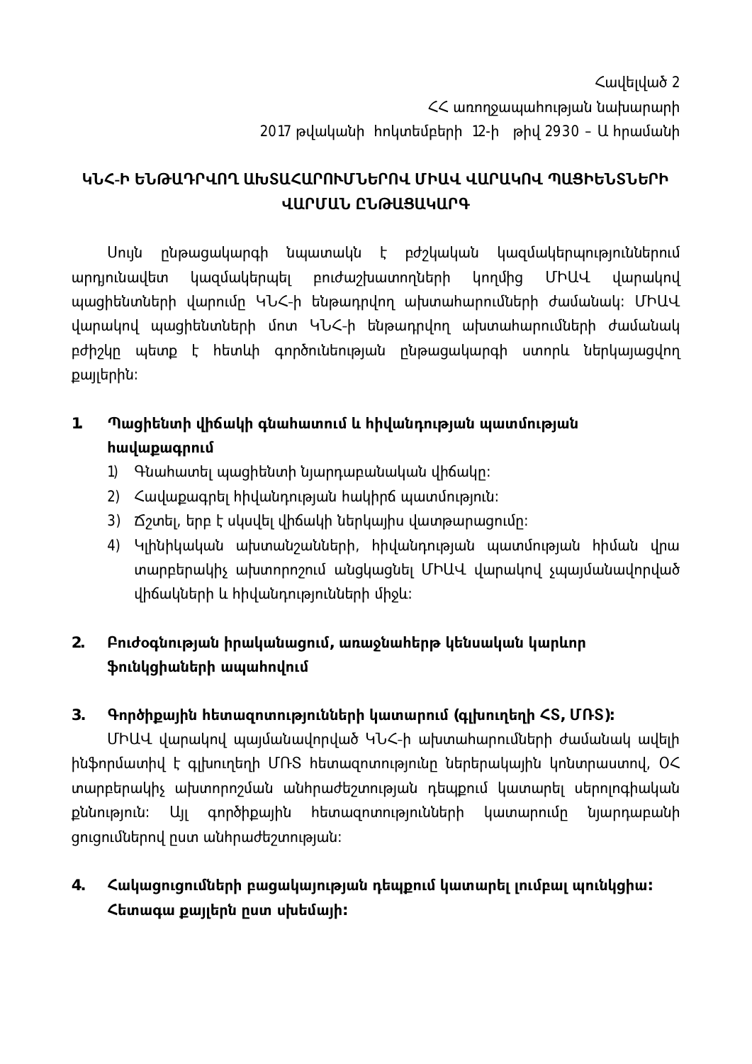Հավելված 2
ՀՀ առողջապահության նախարարի
2017 թվականի հոկտեմբերի 12-ի թիվ 2930 – Ա հրամանի

# ԿՆՀ-Ի ԵՆԹԱԴՐՎՈՂ ԱԽՏԱՀԱՐՈՒՄՆԵՐՈՎ ՄԻԱՎ ՎԱՐԱԿՈՎ ՊԱՑԻԵՆՏՆԵՐԻ ՎԱՐՄԱՆ ԸՆԹԱՑԱԿԱՐԳ

Սույն ընթացակարգի նպատակն է բժշկական կազմակերպություններում արդյունավետ կազմակերպել բուժաշխատողների կողմից ՄԻԱՎ վարակով պացիենտների վարումը ԿՆՀ-ի ենթադրվող ախտահարումների ժամանակ։ ՄԻԱՎ վարակով պացիենտների մոտ ԿՆՀ-ի ենթադրվող ախտահարումների ժամանակ բժիշկը պետք է հետևի գործունեության ընթացակարգի ստորև ներկայացվող քայլերին։

**1. Պացիենտի վիճակի գնահատում և հիվանդության պատմության հավաքագրում**

1) Գնահատել պացիենտի նյարդաբանական վիճակը։
2) Հավաքագրել հիվանդության հակիրճ պատմություն։
3) Ճշտել, երբ է սկսվել վիճակի ներկայիս վատթարացումը։
4) Կլինիկական ախտանշանների, հիվանդության պատմության հիման վրա տարբերակիչ ախտորոշում անցկացնել ՄԻԱՎ վարակով չպայմանավորված վիճակների և հիվանդությունների միջև։

**2. Բուժօգնության իրականացում, առաջնահերթ կենսական կարևոր ֆունկցիաների ապահովում**

**3. Գործիքային հետազոտությունների կատարում (գլխուղեղի ՀՏ, ՄՌՏ)։**

ՄԻԱՎ վարակով պայմանավորված ԿՆՀ-ի ախտահարումների ժամանակ ավելի ինֆորմատիվ է գլխուղեղի ՄՌՏ հետազոտությունը ներերակային կոնտրաստով, ՕՀ տարբերակիչ ախտորոշման անհրաժեշտության դեպքում կատարել սերոլոգիական քննություն։ Այլ գործիքային հետազոտությունների կատարումը նյարդաբանի ցուցումներով ըստ անհրաժեշտության։

**4. Հակացուցումների բացակայության դեպքում կատարել լումբալ պունկցիա։ Հետագա քայլերն ըստ սխեմայի։**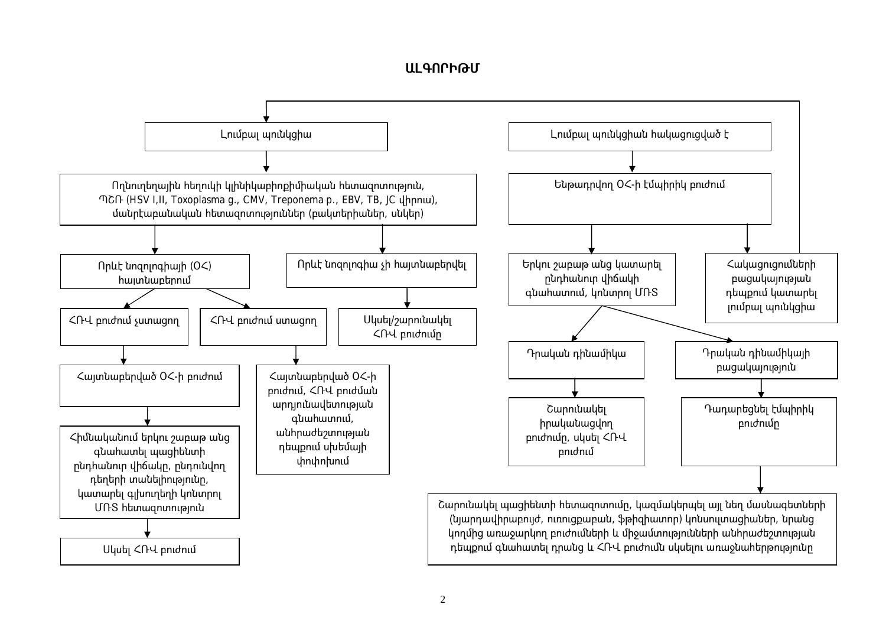# ԱԼԳՈՐԻԹՄ

Լումբալ պունկցիա

Ողնուղեղային հեղուկի կլինիկաբիոքիմիական հետազոտություն, ՊՇՌ (HSV I,II, Toxoplasma g., CMV, Treponema p., EBV, TB, JC վիրուս), մանրէաբանական հետազոտություններ (բակտերիաներ, սնկեր)

Որևէ նոզոլոգիայի (ՕՀ) հայտնաբերում

- ՀՌՎ բուժում չստացող
  - Հայտնաբերված ՕՀ-ի բուժում
  - Հիմնականում երկու շաբաթ անց գնահատել պացիենտի ընդհանուր վիճակը, ընդունվող դեղերի տանելիությունը, կատարել գլխուղեղի կոնտրոլ ՄՌՏ հետազոտություն
  - Սկսել ՀՌՎ բուժում
- ՀՌՎ բուժում ստացող
  - Հայտնաբերված ՕՀ-ի բուժում, ՀՌՎ բուժման արդյունավետության գնահատում, անհրաժեշտության դեպքում սխեմայի փոփոխում

Որևէ նոզոլոգիա չի հայտնաբերվել

- Սկսել/շարունակել ՀՌՎ բուժումը

Լումբալ պունկցիան հակացուցված է

Ենթադրվող ՕՀ-ի էմպիրիկ բուժում

- Երկու շաբաթ անց կատարել ընդհանուր վիճակի գնահատում, կոնտրոլ ՄՌՏ
  - Դրական դինամիկա
    - Շարունակել իրականացվող բուժումը, սկսել ՀՌՎ բուժում
  - Դրական դինամիկայի բացակայություն
    - Դադարեցնել էմպիրիկ բուժումը
    - Շարունակել պացիենտի հետազոտումը, կազմակերպել այլ նեղ մասնագետների (նյարդավիրաբույժ, ուռուցքաբան, ֆթիզիատոր) կոնսուլտացիաներ, նրանց կողմից առաջարկող բուժումների և միջամտությունների անհրաժեշտության դեպքում գնահատել դրանց և ՀՌՎ բուժումն սկսելու առաջնահերթությունը
- Հակացուցումների բացակայության դեպքում կատարել լումբալ պունկցիա (→ Լումբալ պունկցիա)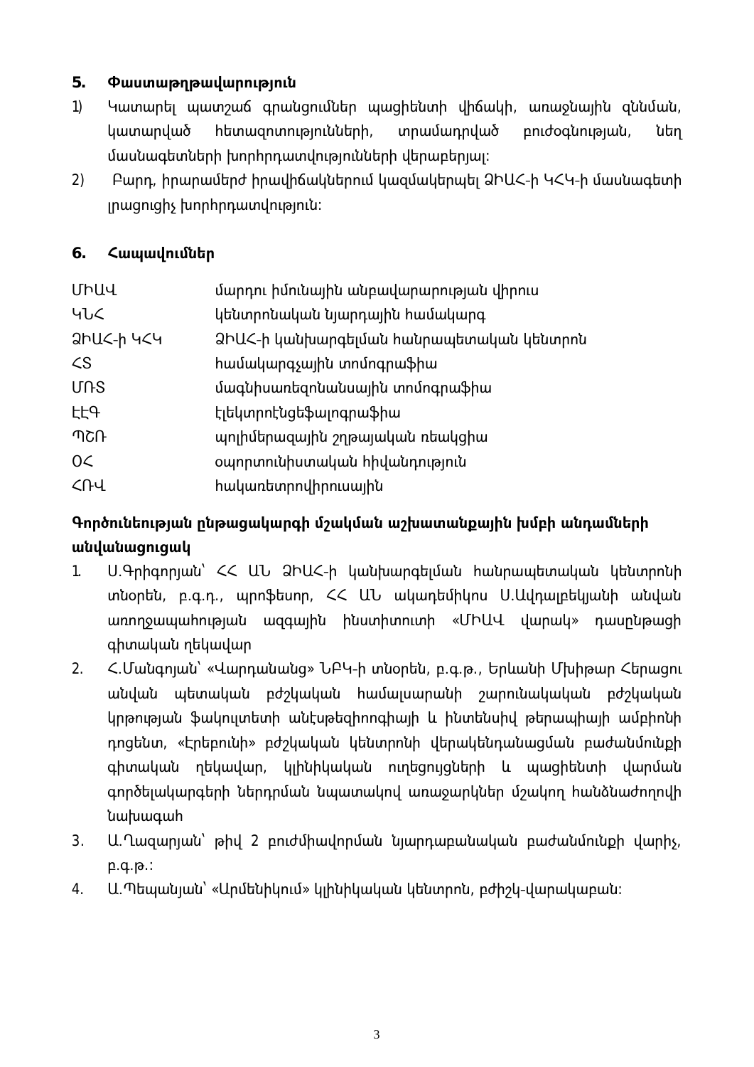## 5. Փաստաթղթավարություն

1) Կատարել պատշաճ գրանցումներ պացիենտի վիճակի, առաջնային զննման, կատարված հետազոտությունների, տրամադրված բուժօգնության, նեղ մասնագետների խորհրդատվությունների վերաբերյալ:
2) Բարդ, իրարամերժ իրավիճակներում կազմակերպել ՁԻԱՀ-ի ԿՀԿ-ի մասնագետի լրացուցիչ խորհրդատվություն:

## 6. Հապավումներ

| | |
|---|---|
| ՄԻԱՎ | մարդու իմունային անբավարարության վիրուս |
| ԿՆՀ | կենտրոնական նյարդային համակարգ |
| ՁԻԱՀ-ի ԿՀԿ | ՁԻԱՀ-ի կանխարգելման հանրապետական կենտրոն |
| ՀՏ | համակարգչային տոմոգրաֆիա |
| ՄՌՏ | մագնիսառեզոնանսային տոմոգրաֆիա |
| ԷԷԳ | էլեկտրոէնցեֆալոգրաֆիա |
| ՊՇՌ | պոլիմերազային շղթայական ռեակցիա |
| ՕՀ | օպորտունիստական հիվանդություն |
| ՀՌՎ | հակառետրովիրուսային |

## Գործունեության ընթացակարգի մշակման աշխատանքային խմբի անդամների անվանացուցակ

1. Ս.Գրիգորյան՝ ՀՀ ԱՆ ՁԻԱՀ-ի կանխարգելման հանրապետական կենտրոնի տնօրեն, բ.գ.դ., պրոֆեսոր, ՀՀ ԱՆ ակադեմիկոս Ս.Ավդալբեկյանի անվան առողջապահության ազգային ինստիտուտի «ՄԻԱՎ վարակ» դասընթացի գիտական ղեկավար
2. Հ.Մանգոյան՝ «Վարդանանց» ՆԲԿ-ի տնօրեն, բ.գ.թ., Երևանի Մխիթար Հերացու անվան պետական բժշկական համալսարանի շարունակական բժշկական կրթության ֆակուլտետի անէսթեզիոոգիայի և ինտենսիվ թերապիայի ամբիոնի դոցենտ, «Էրեբունի» բժշկական կենտրոնի վերակենդանացման բաժանմունքի գիտական ղեկավար, կլինիկական ուղեցույցների և պացիենտի վարման գործելակարգերի ներդրման նպատակով առաջարկներ մշակող հանձնաժողովի նախագահ
3. Ա.Ղազարյան՝ թիվ 2 բուժմիավորման նյարդաբանական բաժանմունքի վարիչ, բ.գ.թ.:
4. Ա.Պեպանյան՝ «Արմենիկում» կլինիկական կենտրոն, բժիշկ-վարակաբան: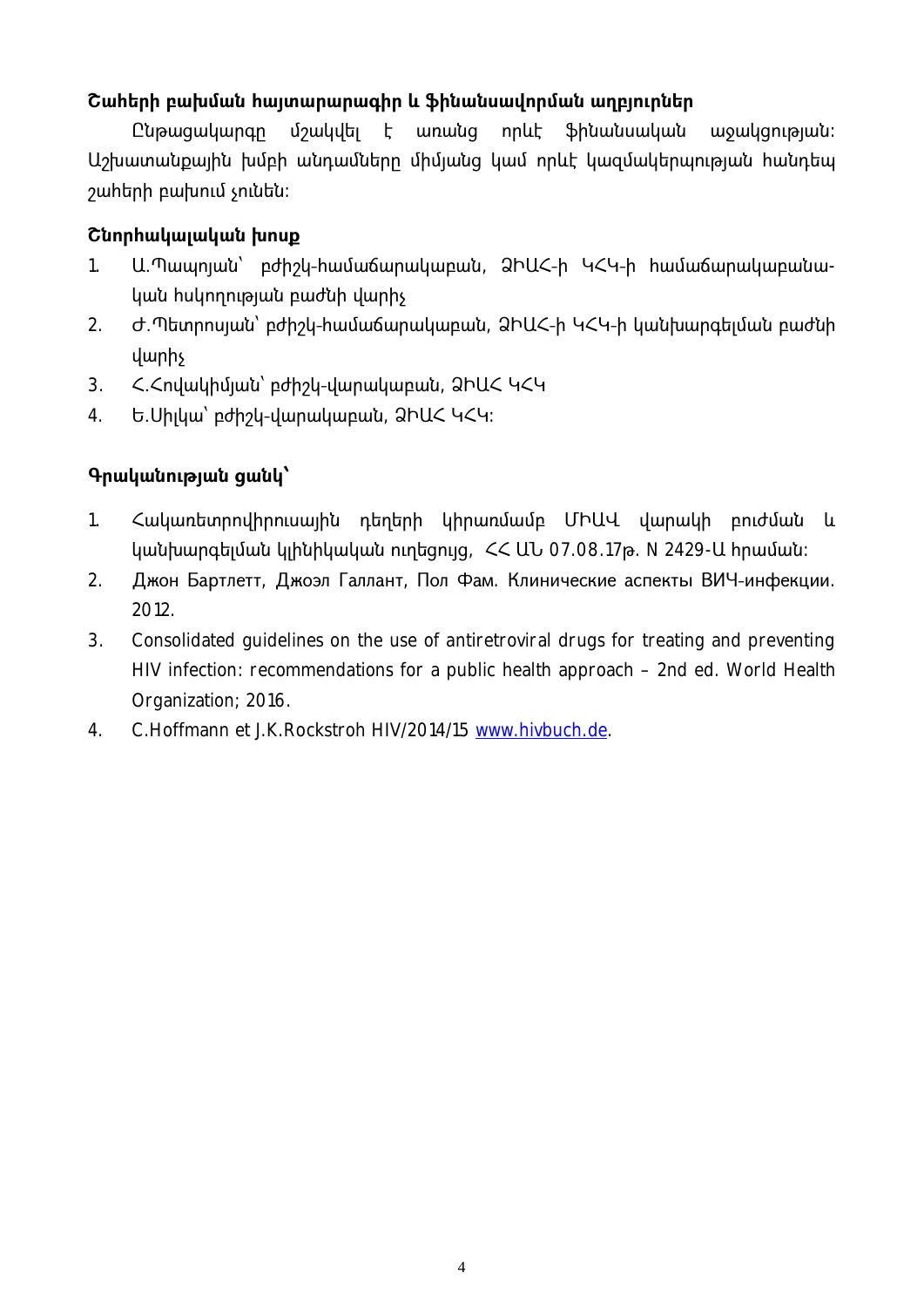### Շահերի բախման հայտարարագիր և ֆինանսավորման աղբյուրներ

Ընթացակարգը մշակվել է առանց որևէ ֆինանսական աջակցության: Աշխատանքային խմբի անդամները միմյանց կամ որևէ կազմակերպության հանդեպ շահերի բախում չունեն:

### Շնորհակալական խոսք

1. Ա.Պապոյան՝ բժիշկ-համաճարակաբան, ՁԻԱՀ-ի ԿՀԿ-ի համաճարակաբանական հսկողության բաժնի վարիչ
2. Ժ.Պետրոսյան՝ բժիշկ-համաճարակաբան, ՁԻԱՀ-ի ԿՀԿ-ի կանխարգելման բաժնի վարիչ
3. Հ.Հովակիմյան՝ բժիշկ-վարակաբան, ՁԻԱՀ ԿՀԿ
4. Ե.Սիլկա՝ բժիշկ-վարակաբան, ՁԻԱՀ ԿՀԿ:

### Գրականության ցանկ՝

1. Հակառետրովիրուսային դեղերի կիրառմամբ ՄԻԱՎ վարակի բուժման և կանխարգելման կլինիկական ուղեցույց, ՀՀ ԱՆ 07.08.17թ. N 2429-Ա հրաման:
2. Джон Бартлетт, Джоэл Галлант, Пол Фам. Клинические аспекты ВИЧ-инфекции. 2012.
3. Consolidated guidelines on the use of antiretroviral drugs for treating and preventing HIV infection: recommendations for a public health approach – 2nd ed. World Health Organization; 2016.
4. C.Hoffmann et J.K.Rockstroh HIV/2014/15 www.hivbuch.de.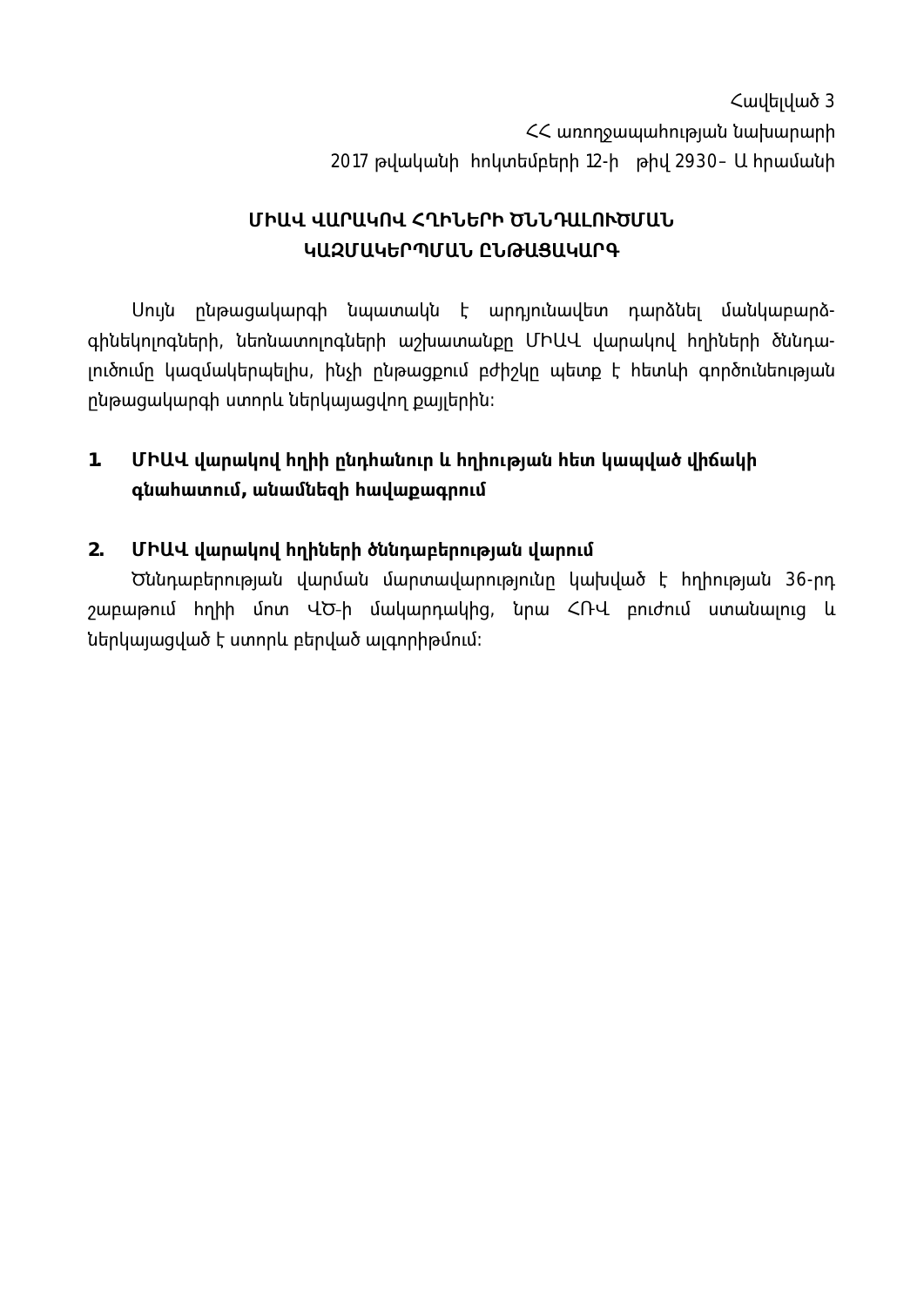Հավելված 3
ՀՀ առողջապահության նախարարի
2017 թվականի հոկտեմբերի 12-ի թիվ 2930– Ա հրամանի

## ՄԻԱՎ ՎԱՐԱԿՈՎ ՀՂԻՆԵՐԻ ԾՆՆԴԱԼՈՒԾՄԱՆ ԿԱԶՄԱԿԵՐՊՄԱՆ ԸՆԹԱՑԱԿԱՐԳ

Սույն ընթացակարգի նպատակն է արդյունավետ դարձնել մանկաբարձ-գինեկոլոգների, նեոնատոլոգների աշխատանքը ՄԻԱՎ վարակով հղիների ծննդալուծումը կազմակերպելիս, ինչի ընթացքում բժիշկը պետք է հետևի գործունեության ընթացակարգի ստորև ներկայացվող քայլերին:

### 1. ՄԻԱՎ վարակով հղիի ընդհանուր և հղիության հետ կապված վիճակի գնահատում, անամնեզի հավաքագրում

### 2. ՄԻԱՎ վարակով հղիների ծննդաբերության վարում

Ծննդաբերության վարման մարտավարությունը կախված է հղիության 36-րդ շաբաթում հղիի մոտ ՎԾ-ի մակարդակից, նրա ՀՌՎ բուժում ստանալուց և ներկայացված է ստորև բերված ալգորիթմում: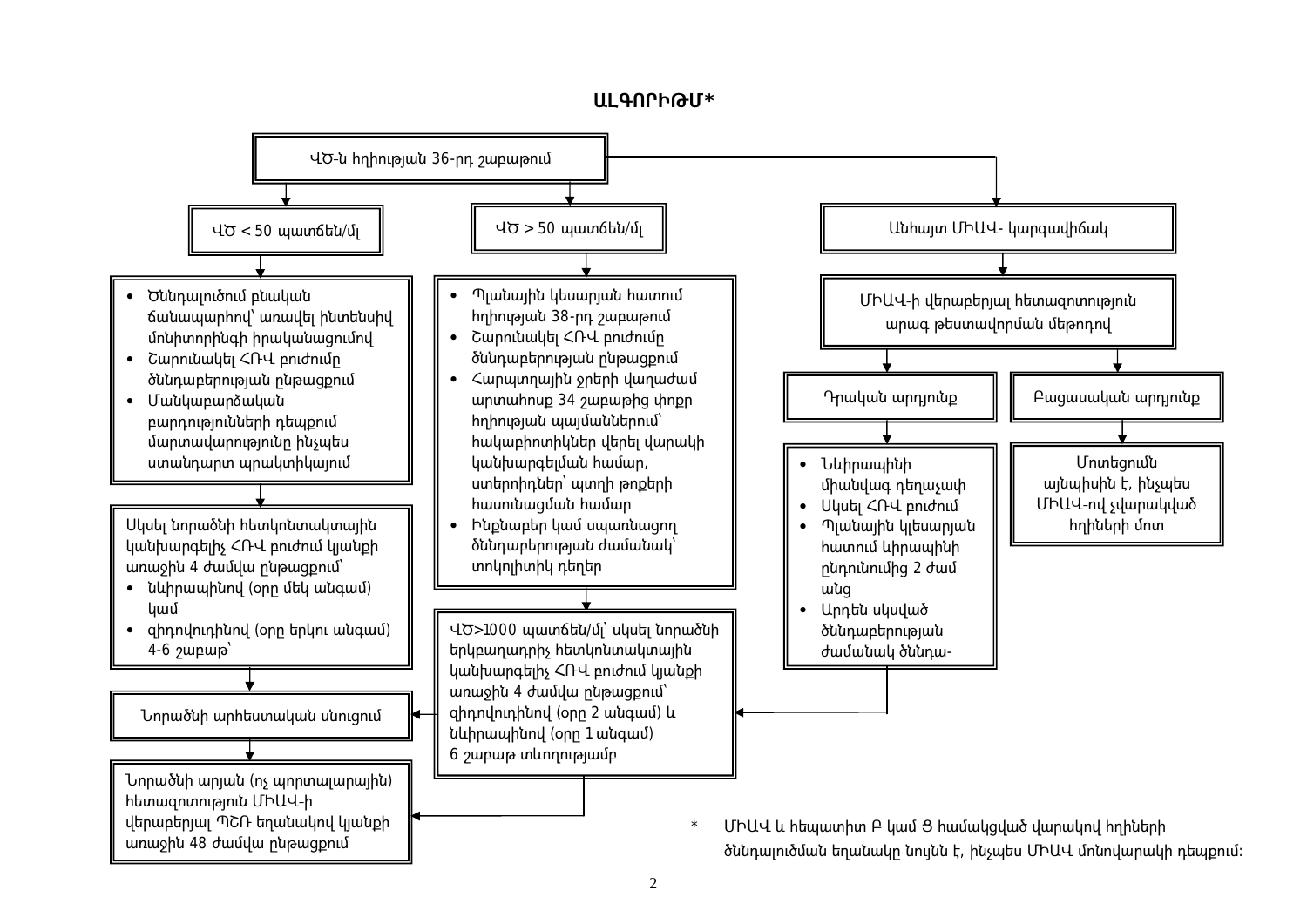# ԱԼԳՈՐԻԹՄ*

**ՎԾ-ն հղիության 36-րդ շաբաթում**

**ՎԾ < 50 պատճեն/մլ**

- Ծննդալուծում բնական ճանապարհով՝ առավել ինտենսիվ մոնիտորինգի իրականացումով
- Շարունակել ՀՌՎ բուժումը ծննդաբերության ընթացքում
- Մանկաբարձական բարդությունների դեպքում մարտավարությունը ինչպես ստանդարտ պրակտիկայում

Սկսել նորածնի հետկոնտակտային կանխարգելիչ ՀՌՎ բուժում կյանքի առաջին 4 ժամվա ընթացքում՝

- նևիրապինով (օրը մեկ անգամ) կամ
- զիդովուդինով (օրը երկու անգամ) 4-6 շաբաթ՝

Նորածնի արհեստական սնուցում

Նորածնի արյան (ոչ պորտալարային) հետազոտություն ՄԻԱՎ-ի վերաբերյալ ՊՇՌ եղանակով կյանքի առաջին 48 ժամվա ընթացքում

**ՎԾ > 50 պատճեն/մլ**

- Պլանային կեսարյան հատում հղիության 38-րդ շաբաթում
- Շարունակել ՀՌՎ բուժումը ծննդաբերության ընթացքում
- Հարպտղային ջրերի վաղաժամ արտահոսք 34 շաբաթից փոքր հղիության պայմաններում՝ հակաբիոտիկներ վերել վարակի կանխարգելման համար, ստերոիդներ՝ պտղի թոքերի հասունացման համար
- Ինքնաբեր կամ սպառնացող ծննդաբերության ժամանակ՝ տոկոլիտիկ դեղեր

ՎԾ>1000 պատճեն/մլ՝ սկսել նորածնի երկբաղադրիչ հետկոնտակտային կանխարգելիչ ՀՌՎ բուժում կյանքի առաջին 4 ժամվա ընթացքում՝ զիդովուդինով (օրը 2 անգամ) և նևիրապինով (օրը 1 անգամ) 6 շաբաթ տևողությամբ

→ Նորածնի արհեստական սնուցում

→ Նորածնի արյան (ոչ պորտալարային) հետազոտություն ՄԻԱՎ-ի վերաբերյալ ՊՇՌ եղանակով կյանքի առաջին 48 ժամվա ընթացքում

**Անհայտ ՄԻԱՎ- կարգավիճակ**

ՄԻԱՎ-ի վերաբերյալ հետազոտություն արագ թեստավորման մեթոդով

**Դրական արդյունք**

- Նևիրապինի միանվագ դեղաչափ
- Սկսել ՀՌՎ բուժում
- Պլանային կեսարյան հատում ևիրապինի ընդունումից 2 ժամ անց
- Արդեն սկսված ծննդաբերության ժամանակ ծննդա-

→ ՎԾ>1000 պատճեն/մլ՝ սկսել նորածնի երկբաղադրիչ հետկոնտակտային կանխարգելիչ ՀՌՎ բուժում

**Բացասական արդյունք**

Մոտեցումն այնպիսին է, ինչպես ՄԻԱՎ-ով չվարակված հղիների մոտ

\* ՄԻԱՎ և հեպատիտ B կամ Ց համակցված վարակով հղիների ծննդալուծման եղանակը նույնն է, ինչպես ՄԻԱՎ մոնովարակի դեպքում: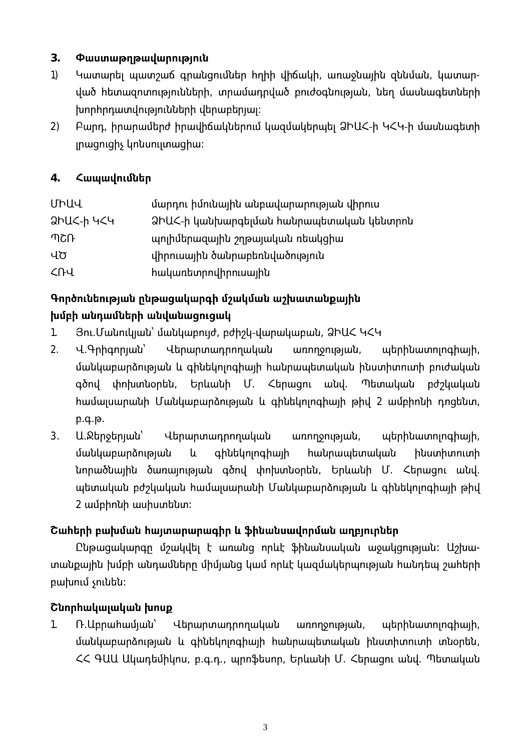## 3. Փաստաթղթավարություն

1) Կատարել պատշաճ գրանցումներ հղիի վիճակի, առաջնային զննման, կատարված հետազոտությունների, տրամադրված բուժօգնության, նեղ մասնագետների խորհրդատվությունների վերաբերյալ:
2) Բարդ, իրարամերժ իրավիճակներում կազմակերպել ՁԻԱՀ-ի ԿՀԿ-ի մասնագետի լրացուցիչ կոնսուլտացիա:

## 4. Հապավումներ

| | |
|---|---|
| ՄԻԱՎ | մարդու իմունային անբավարարության վիրուս |
| ՁԻԱՀ-ի ԿՀԿ | ՁԻԱՀ-ի կանխարգելման հանրապետական կենտրոն |
| ՊՇՌ | պոլիմերազային շղթայական ռեակցիա |
| ՎԾ | վիրուսային ծանրաբեռնվածություն |
| ՀՌՎ | հակառետրովիրուսային |

**Գործունեության ընթացակարգի մշակման աշխատանքային խմբի անդամների անվանացուցակ**

1. Յու.Մանուկյան՝ մանկաբույժ, բժիշկ-վարակաբան, ՁԻԱՀ ԿՀԿ
2. Վ.Գրիգորյան՝ Վերարտադրողական առողջության, պերինատոլոգիայի, մանկաբարձության և գինեկոլոգիայի հանրապետական ինստիտուտի բուժական գծով փոխտնօրեն, Երևանի Մ. Հերացու անվ. Պետական բժշկական համալսարանի Մանկաբարձության և գինեկոլոգիայի թիվ 2 ամբիոնի դոցենտ, բ.գ.թ.
3. Ա.Ջերջերյան՝ Վերարտադրողական առողջության, պերինատոլոգիայի, մանկաբարձության և գինեկոլոգիայի հանրապետական ինստիտուտի նորածնային ծառայության գծով փոխտնօրեն, Երևանի Մ. Հերացու անվ. պետական բժշկական համալսարանի Մանկաբարձության և գինեկոլոգիայի թիվ 2 ամբիոնի ասիստենտ:

**Շահերի բախման հայտարարագիր և ֆինանսավորման աղբյուրներ**

Ընթացակարգը մշակվել է առանց որևէ ֆինանսական աջակցության: Աշխատանքային խմբի անդամները միմյանց կամ որևէ կազմակերպության հանդեպ շահերի բախում չունեն:

**Շնորհակալական խոսք**

1. Ռ.Աբրահամյան՝ Վերարտադրողական առողջության, պերինատոլոգիայի, մանկաբարձության և գինեկոլոգիայի հանրապետական ինստիտուտի տնօրեն, ՀՀ ԳԱԱ Ակադեմիկոս, բ.գ.դ., պրոֆեսոր, Երևանի Մ. Հերացու անվ. Պետական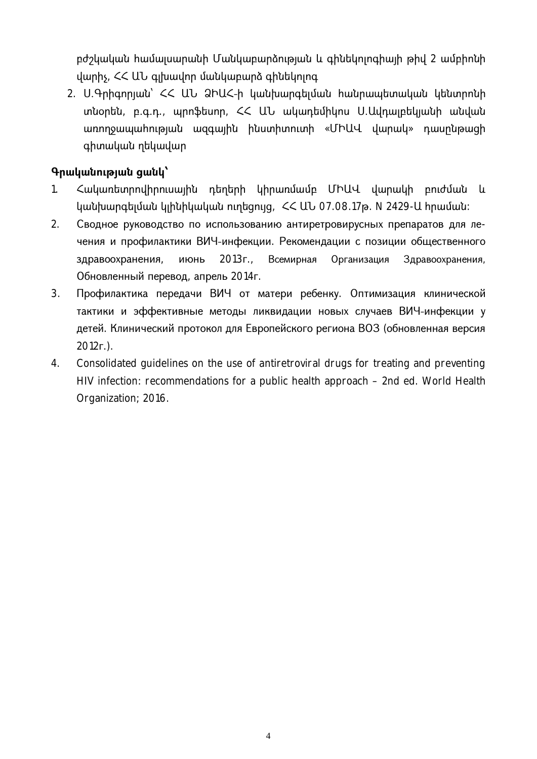բժշկական համալսարանի Մանկաբարձության և գինեկոլոգիայի թիվ 2 ամբիոնի վարիչ, ՀՀ ԱՆ գլխավոր մանկաբարձ գինեկոլոգ

2. Ս.Գրիգորյան՝ ՀՀ ԱՆ ՁԻԱՀ-ի կանխարգելման հանրապետական կենտրոնի տնօրեն, բ.գ.դ., պրոֆեսոր, ՀՀ ԱՆ ակադեմիկոս Ս.Ավդալբեկյանի անվան առողջապահության ազգային ինստիտուտի «ՄԻԱՎ վարակ» դասընթացի գիտական ղեկավար

**Գրականության ցանկ՝**

1. Հակառետրովիրուսային դեղերի կիրառմամբ ՄԻԱՎ վարակի բուժման և կանխարգելման կլինիկական ուղեցույց, ՀՀ ԱՆ 07.08.17թ. N 2429-Ա հրաման:
2. Сводное руководство по использованию антиретровирусных препаратов для лечения и профилактики ВИЧ-инфекции. Рекомендации с позиции общественного здравоохранения, июнь 2013г., Всемирная Организация Здравоохранения, Обновленный перевод, апрель 2014г.
3. Профилактика передачи ВИЧ от матери ребенку. Оптимизация клинической тактики и эффективные методы ликвидации новых случаев ВИЧ-инфекции у детей. Клинический протокол для Европейского региона ВОЗ (обновленная версия 2012г.).
4. Consolidated guidelines on the use of antiretroviral drugs for treating and preventing HIV infection: recommendations for a public health approach – 2nd ed. World Health Organization; 2016.